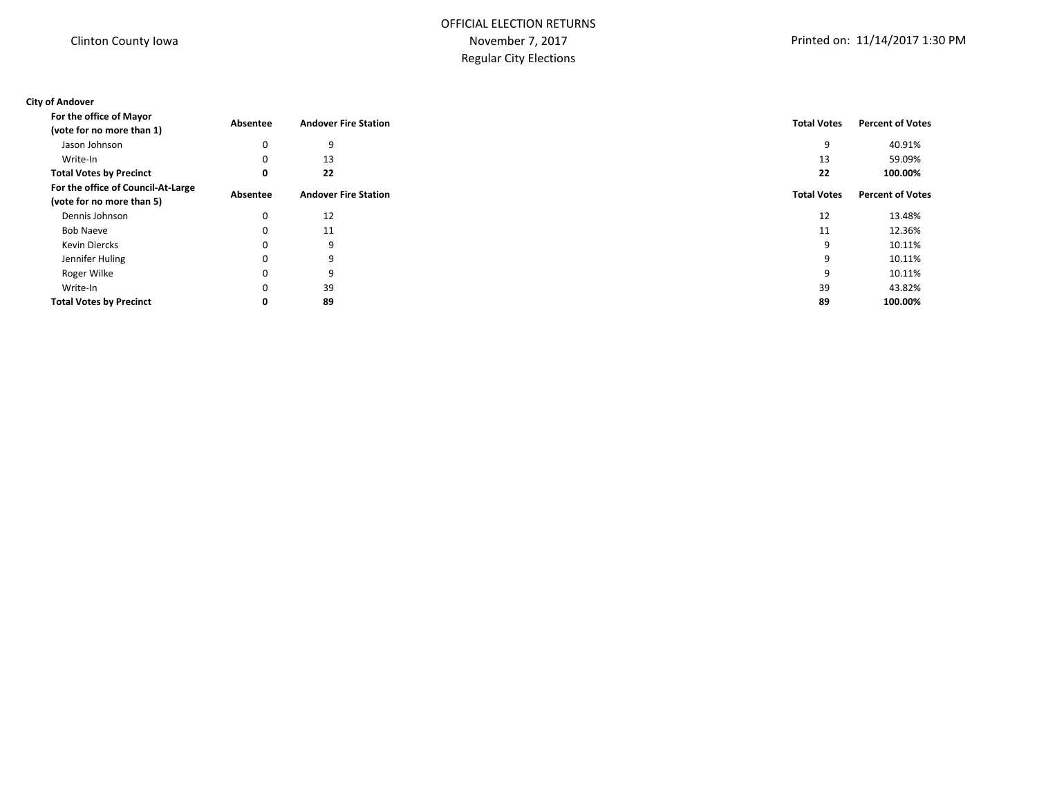Clinton County Iowa

# OFFICIAL ELECTION RETURNS
November 7, 2017
Regular City Elections

Printed on: 11/14/2017 1:30 PM

**City of Andover**

| **For the office of Mayor (vote for no more than 1)** | **Absentee** | **Andover Fire Station** | **Total Votes** | **Percent of Votes** |
|---|---|---|---|---|
| Jason Johnson | 0 | 9 | 9 | 40.91% |
| Write-In | 0 | 13 | 13 | 59.09% |
| **Total Votes by Precinct** | **0** | **22** | **22** | **100.00%** |

| **For the office of Council-At-Large (vote for no more than 5)** | **Absentee** | **Andover Fire Station** | **Total Votes** | **Percent of Votes** |
|---|---|---|---|---|
| Dennis Johnson | 0 | 12 | 12 | 13.48% |
| Bob Naeve | 0 | 11 | 11 | 12.36% |
| Kevin Diercks | 0 | 9 | 9 | 10.11% |
| Jennifer Huling | 0 | 9 | 9 | 10.11% |
| Roger Wilke | 0 | 9 | 9 | 10.11% |
| Write-In | 0 | 39 | 39 | 43.82% |
| **Total Votes by Precinct** | **0** | **89** | **89** | **100.00%** |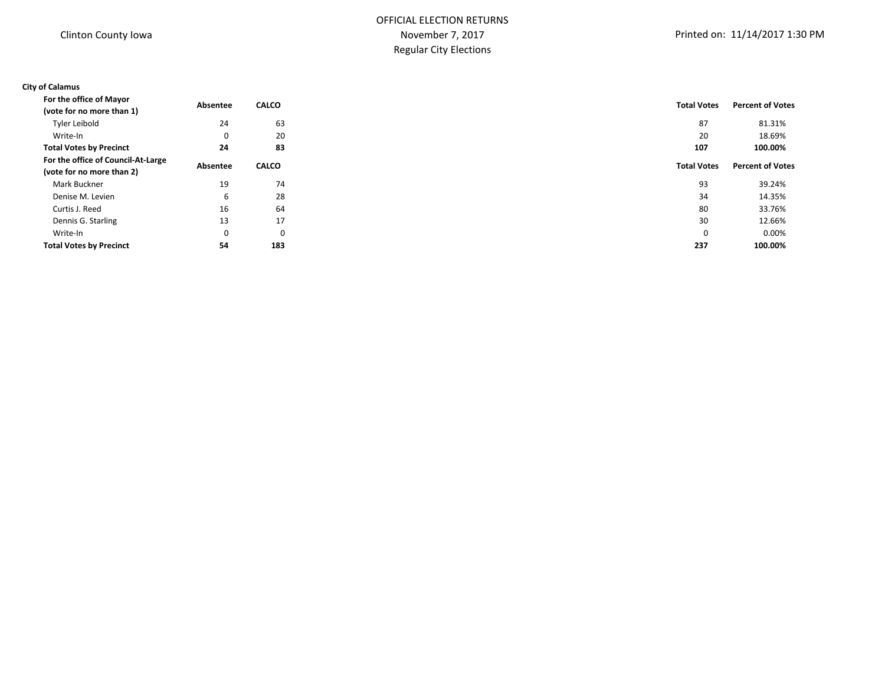Clinton County Iowa

# OFFICIAL ELECTION RETURNS
November 7, 2017
Regular City Elections

Printed on: 11/14/2017 1:30 PM

**City of Calamus**

| **For the office of Mayor (vote for no more than 1)** | **Absentee** | **CALCO** | **Total Votes** | **Percent of Votes** |
|---|---|---|---|---|
| Tyler Leibold | 24 | 63 | 87 | 81.31% |
| Write-In | 0 | 20 | 20 | 18.69% |
| **Total Votes by Precinct** | **24** | **83** | **107** | **100.00%** |

| **For the office of Council-At-Large (vote for no more than 2)** | **Absentee** | **CALCO** | **Total Votes** | **Percent of Votes** |
|---|---|---|---|---|
| Mark Buckner | 19 | 74 | 93 | 39.24% |
| Denise M. Levien | 6 | 28 | 34 | 14.35% |
| Curtis J. Reed | 16 | 64 | 80 | 33.76% |
| Dennis G. Starling | 13 | 17 | 30 | 12.66% |
| Write-In | 0 | 0 | 0 | 0.00% |
| **Total Votes by Precinct** | **54** | **183** | **237** | **100.00%** |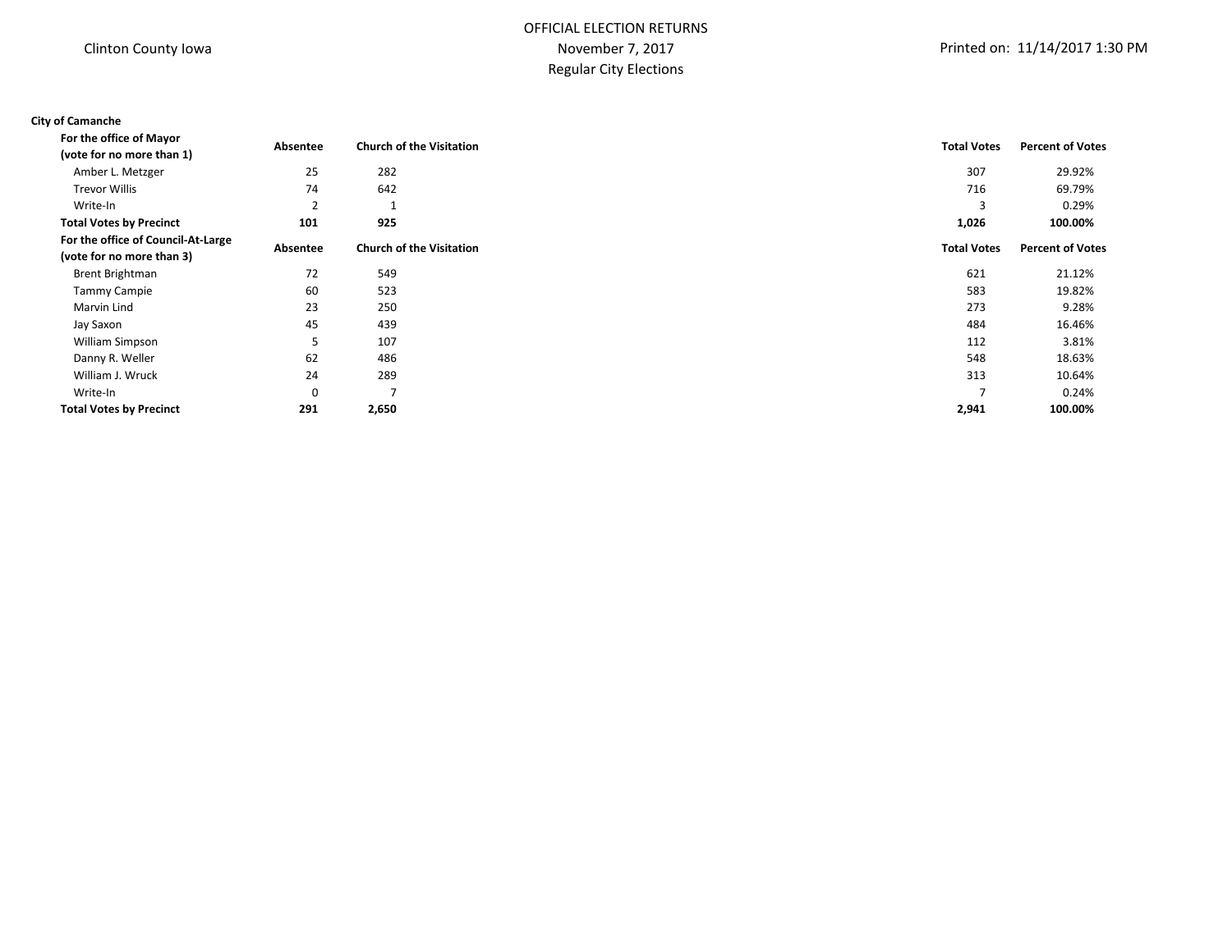Clinton County Iowa

OFFICIAL ELECTION RETURNS
November 7, 2017
Regular City Elections

Printed on: 11/14/2017 1:30 PM

**City of Camanche**

| **For the office of Mayor (vote for no more than 1)** | **Absentee** | **Church of the Visitation** | **Total Votes** | **Percent of Votes** |
|---|---|---|---|---|
| Amber L. Metzger | 25 | 282 | 307 | 29.92% |
| Trevor Willis | 74 | 642 | 716 | 69.79% |
| Write-In | 2 | 1 | 3 | 0.29% |
| **Total Votes by Precinct** | **101** | **925** | **1,026** | **100.00%** |

| **For the office of Council-At-Large (vote for no more than 3)** | **Absentee** | **Church of the Visitation** | **Total Votes** | **Percent of Votes** |
|---|---|---|---|---|
| Brent Brightman | 72 | 549 | 621 | 21.12% |
| Tammy Campie | 60 | 523 | 583 | 19.82% |
| Marvin Lind | 23 | 250 | 273 | 9.28% |
| Jay Saxon | 45 | 439 | 484 | 16.46% |
| William Simpson | 5 | 107 | 112 | 3.81% |
| Danny R. Weller | 62 | 486 | 548 | 18.63% |
| William J. Wruck | 24 | 289 | 313 | 10.64% |
| Write-In | 0 | 7 | 7 | 0.24% |
| **Total Votes by Precinct** | **291** | **2,650** | **2,941** | **100.00%** |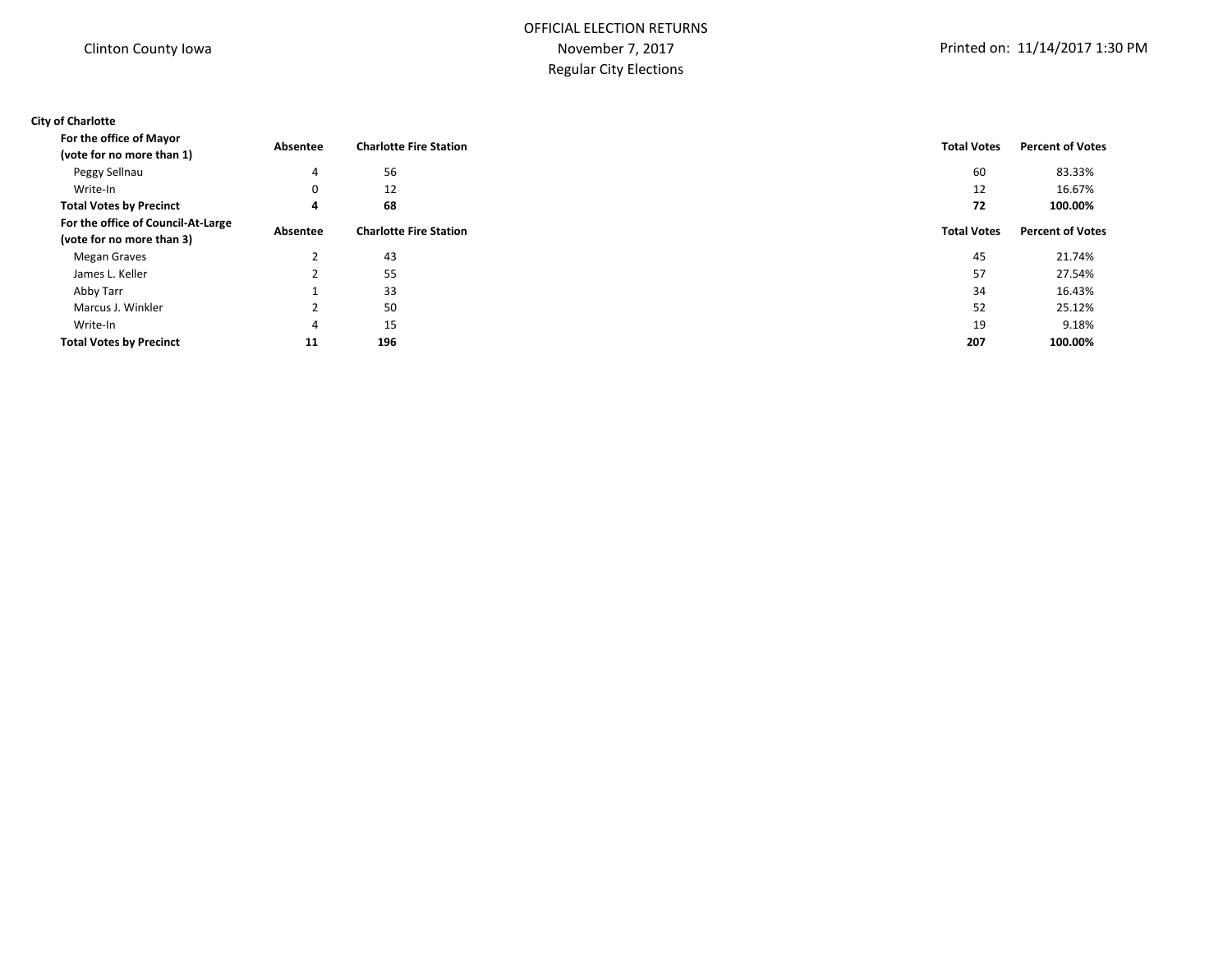Clinton County Iowa

OFFICIAL ELECTION RETURNS
November 7, 2017
Regular City Elections

Printed on: 11/14/2017 1:30 PM

**City of Charlotte**

| **For the office of Mayor (vote for no more than 1)** | **Absentee** | **Charlotte Fire Station** | **Total Votes** | **Percent of Votes** |
|---|---|---|---|---|
| Peggy Sellnau | 4 | 56 | 60 | 83.33% |
| Write-In | 0 | 12 | 12 | 16.67% |
| **Total Votes by Precinct** | **4** | **68** | **72** | **100.00%** |

| **For the office of Council-At-Large (vote for no more than 3)** | **Absentee** | **Charlotte Fire Station** | **Total Votes** | **Percent of Votes** |
|---|---|---|---|---|
| Megan Graves | 2 | 43 | 45 | 21.74% |
| James L. Keller | 2 | 55 | 57 | 27.54% |
| Abby Tarr | 1 | 33 | 34 | 16.43% |
| Marcus J. Winkler | 2 | 50 | 52 | 25.12% |
| Write-In | 4 | 15 | 19 | 9.18% |
| **Total Votes by Precinct** | **11** | **196** | **207** | **100.00%** |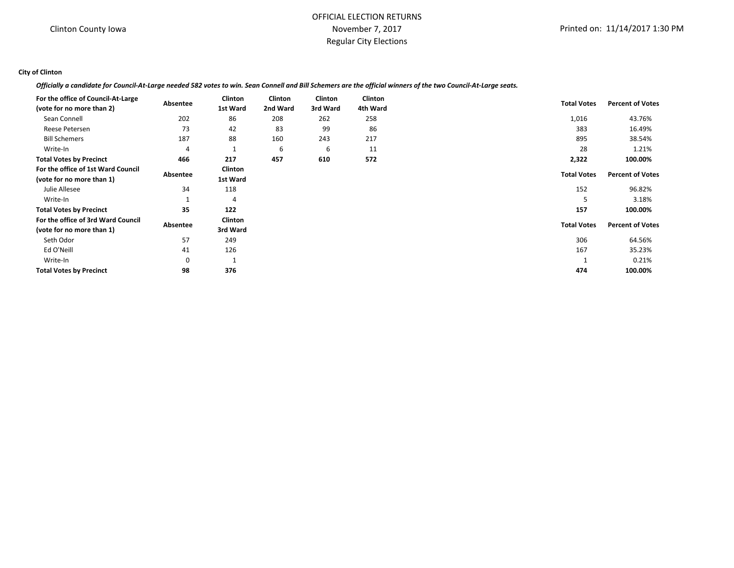# OFFICIAL ELECTION RETURNS
November 7, 2017
Regular City Elections

Clinton County Iowa

Printed on: 11/14/2017 1:30 PM

**City of Clinton**

***Officially a candidate for Council-At-Large needed 582 votes to win. Sean Connell and Bill Schemers are the official winners of the two Council-At-Large seats.***

| For the office of Council-At-Large (vote for no more than 2) | Absentee | Clinton 1st Ward | Clinton 2nd Ward | Clinton 3rd Ward | Clinton 4th Ward | Total Votes | Percent of Votes |
|---|---|---|---|---|---|---|---|
| Sean Connell | 202 | 86 | 208 | 262 | 258 | 1,016 | 43.76% |
| Reese Petersen | 73 | 42 | 83 | 99 | 86 | 383 | 16.49% |
| Bill Schemers | 187 | 88 | 160 | 243 | 217 | 895 | 38.54% |
| Write-In | 4 | 1 | 6 | 6 | 11 | 28 | 1.21% |
| **Total Votes by Precinct** | **466** | **217** | **457** | **610** | **572** | **2,322** | **100.00%** |

| For the office of 1st Ward Council (vote for no more than 1) | Absentee | Clinton 1st Ward | Total Votes | Percent of Votes |
|---|---|---|---|---|
| Julie Allesee | 34 | 118 | 152 | 96.82% |
| Write-In | 1 | 4 | 5 | 3.18% |
| **Total Votes by Precinct** | **35** | **122** | **157** | **100.00%** |

| For the office of 3rd Ward Council (vote for no more than 1) | Absentee | Clinton 3rd Ward | Total Votes | Percent of Votes |
|---|---|---|---|---|
| Seth Odor | 57 | 249 | 306 | 64.56% |
| Ed O'Neill | 41 | 126 | 167 | 35.23% |
| Write-In | 0 | 1 | 1 | 0.21% |
| **Total Votes by Precinct** | **98** | **376** | **474** | **100.00%** |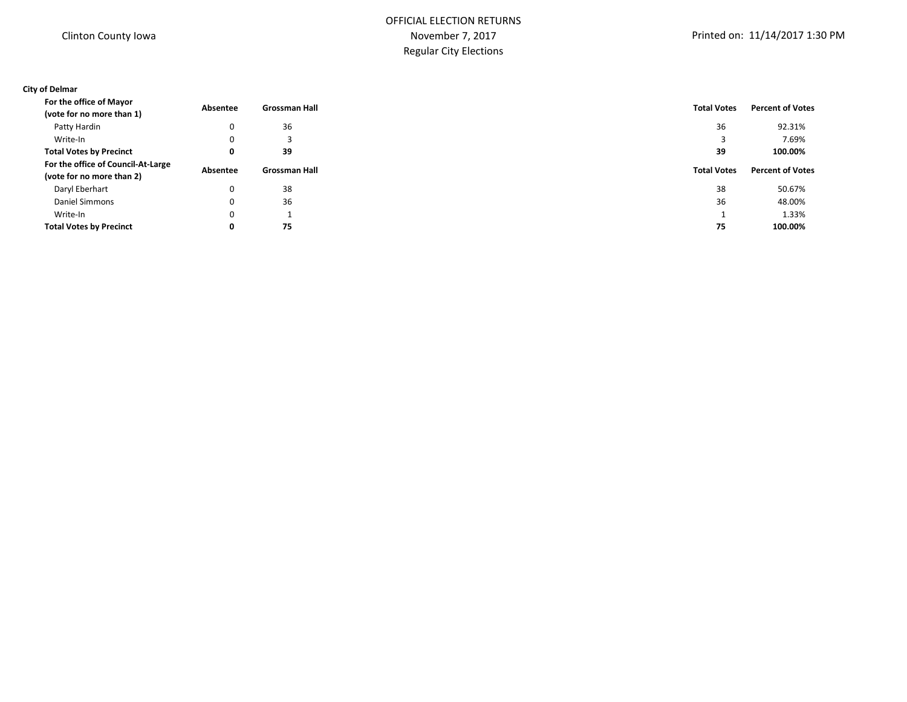Clinton County Iowa

# OFFICIAL ELECTION RETURNS
November 7, 2017
Regular City Elections

Printed on: 11/14/2017 1:30 PM

**City of Delmar**

| For the office of Mayor (vote for no more than 1) | Absentee | Grossman Hall | Total Votes | Percent of Votes |
|---|---|---|---|---|
| Patty Hardin | 0 | 36 | 36 | 92.31% |
| Write-In | 0 | 3 | 3 | 7.69% |
| **Total Votes by Precinct** | **0** | **39** | **39** | **100.00%** |

| For the office of Council-At-Large (vote for no more than 2) | Absentee | Grossman Hall | Total Votes | Percent of Votes |
|---|---|---|---|---|
| Daryl Eberhart | 0 | 38 | 38 | 50.67% |
| Daniel Simmons | 0 | 36 | 36 | 48.00% |
| Write-In | 0 | 1 | 1 | 1.33% |
| **Total Votes by Precinct** | **0** | **75** | **75** | **100.00%** |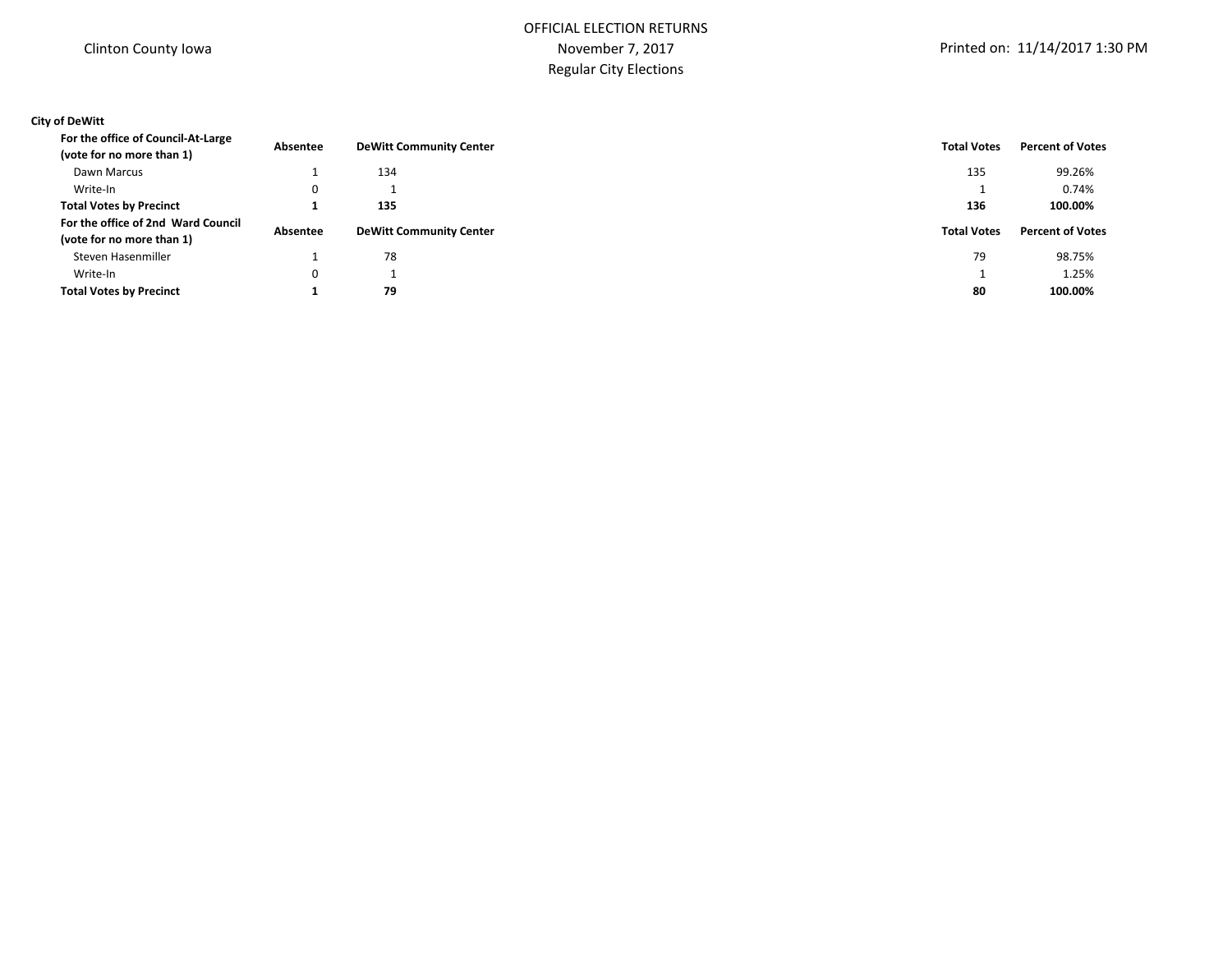Clinton County Iowa

OFFICIAL ELECTION RETURNS
November 7, 2017
Regular City Elections

Printed on: 11/14/2017 1:30 PM

**City of DeWitt**

| **For the office of Council-At-Large (vote for no more than 1)** | **Absentee** | **DeWitt Community Center** | **Total Votes** | **Percent of Votes** |
|---|---|---|---|---|
| Dawn Marcus | 1 | 134 | 135 | 99.26% |
| Write-In | 0 | 1 | 1 | 0.74% |
| **Total Votes by Precinct** | **1** | **135** | **136** | **100.00%** |

| **For the office of 2nd Ward Council (vote for no more than 1)** | **Absentee** | **DeWitt Community Center** | **Total Votes** | **Percent of Votes** |
|---|---|---|---|---|
| Steven Hasenmiller | 1 | 78 | 79 | 98.75% |
| Write-In | 0 | 1 | 1 | 1.25% |
| **Total Votes by Precinct** | **1** | **79** | **80** | **100.00%** |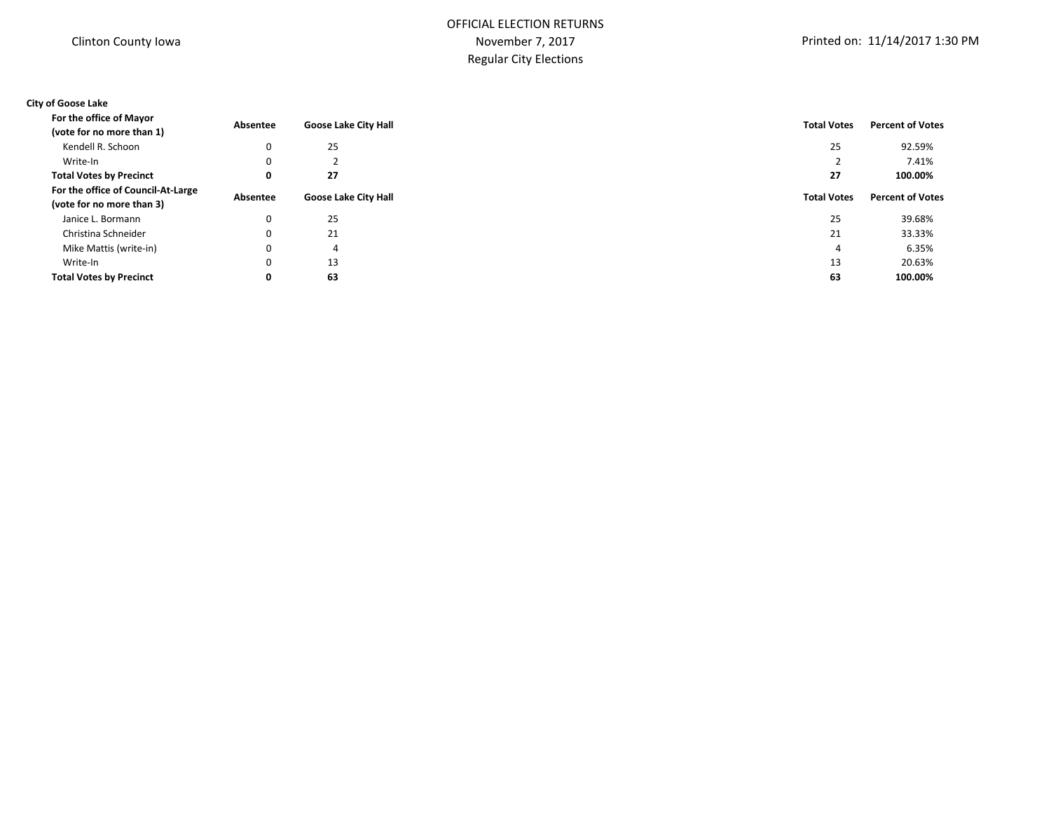Clinton County Iowa

# OFFICIAL ELECTION RETURNS
November 7, 2017
Regular City Elections

Printed on: 11/14/2017 1:30 PM

**City of Goose Lake**

| **For the office of Mayor (vote for no more than 1)** | **Absentee** | **Goose Lake City Hall** | **Total Votes** | **Percent of Votes** |
|---|---|---|---|---|
| Kendell R. Schoon | 0 | 25 | 25 | 92.59% |
| Write-In | 0 | 2 | 2 | 7.41% |
| **Total Votes by Precinct** | **0** | **27** | **27** | **100.00%** |

| **For the office of Council-At-Large (vote for no more than 3)** | **Absentee** | **Goose Lake City Hall** | **Total Votes** | **Percent of Votes** |
|---|---|---|---|---|
| Janice L. Bormann | 0 | 25 | 25 | 39.68% |
| Christina Schneider | 0 | 21 | 21 | 33.33% |
| Mike Mattis (write-in) | 0 | 4 | 4 | 6.35% |
| Write-In | 0 | 13 | 13 | 20.63% |
| **Total Votes by Precinct** | **0** | **63** | **63** | **100.00%** |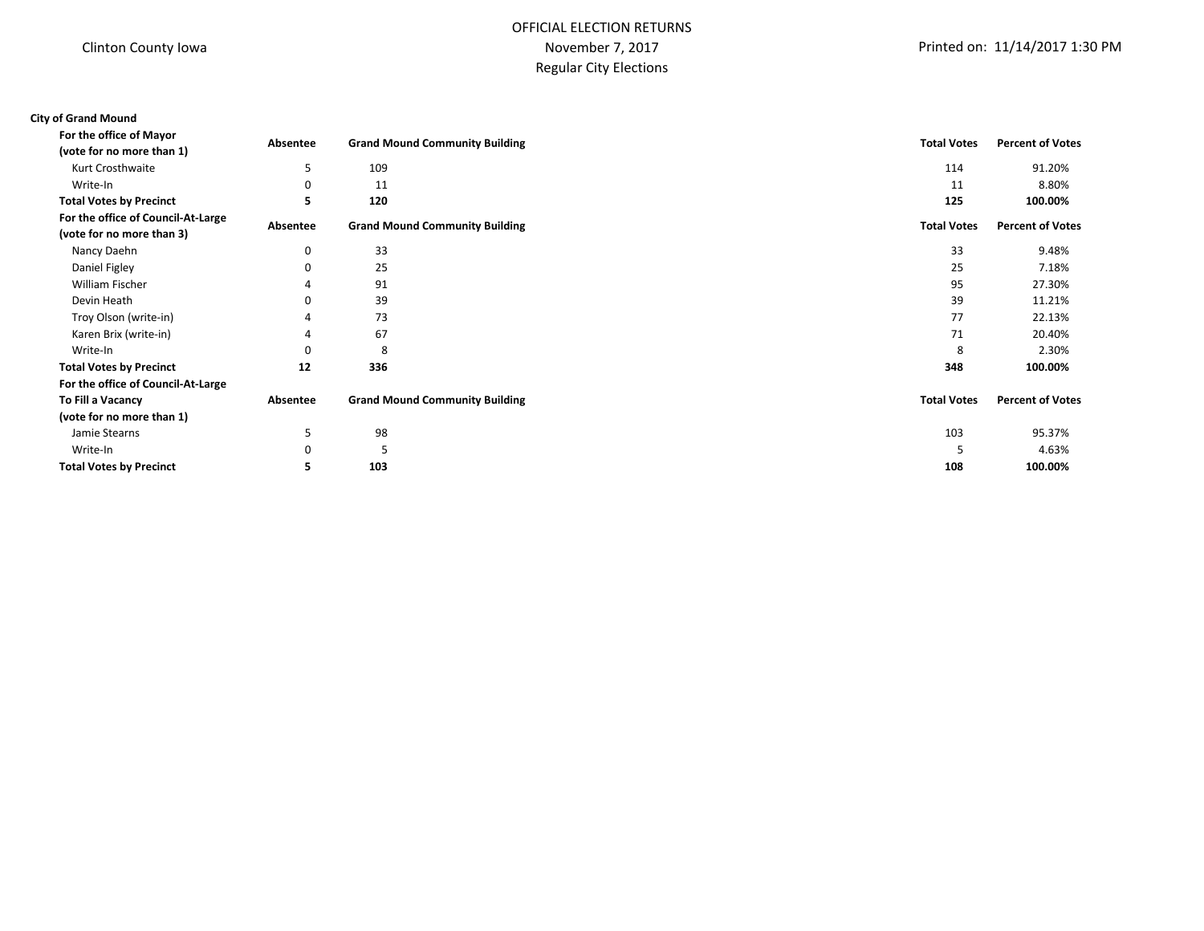Clinton County Iowa

OFFICIAL ELECTION RETURNS
November 7, 2017
Regular City Elections

Printed on: 11/14/2017 1:30 PM

**City of Grand Mound**

| For the office of Mayor (vote for no more than 1) | Absentee | Grand Mound Community Building | Total Votes | Percent of Votes |
|---|---|---|---|---|
| Kurt Crosthwaite | 5 | 109 | 114 | 91.20% |
| Write-In | 0 | 11 | 11 | 8.80% |
| **Total Votes by Precinct** | **5** | **120** | **125** | **100.00%** |

| For the office of Council-At-Large (vote for no more than 3) | Absentee | Grand Mound Community Building | Total Votes | Percent of Votes |
|---|---|---|---|---|
| Nancy Daehn | 0 | 33 | 33 | 9.48% |
| Daniel Figley | 0 | 25 | 25 | 7.18% |
| William Fischer | 4 | 91 | 95 | 27.30% |
| Devin Heath | 0 | 39 | 39 | 11.21% |
| Troy Olson (write-in) | 4 | 73 | 77 | 22.13% |
| Karen Brix (write-in) | 4 | 67 | 71 | 20.40% |
| Write-In | 0 | 8 | 8 | 2.30% |
| **Total Votes by Precinct** | **12** | **336** | **348** | **100.00%** |

| For the office of Council-At-Large To Fill a Vacancy (vote for no more than 1) | Absentee | Grand Mound Community Building | Total Votes | Percent of Votes |
|---|---|---|---|---|
| Jamie Stearns | 5 | 98 | 103 | 95.37% |
| Write-In | 0 | 5 | 5 | 4.63% |
| **Total Votes by Precinct** | **5** | **103** | **108** | **100.00%** |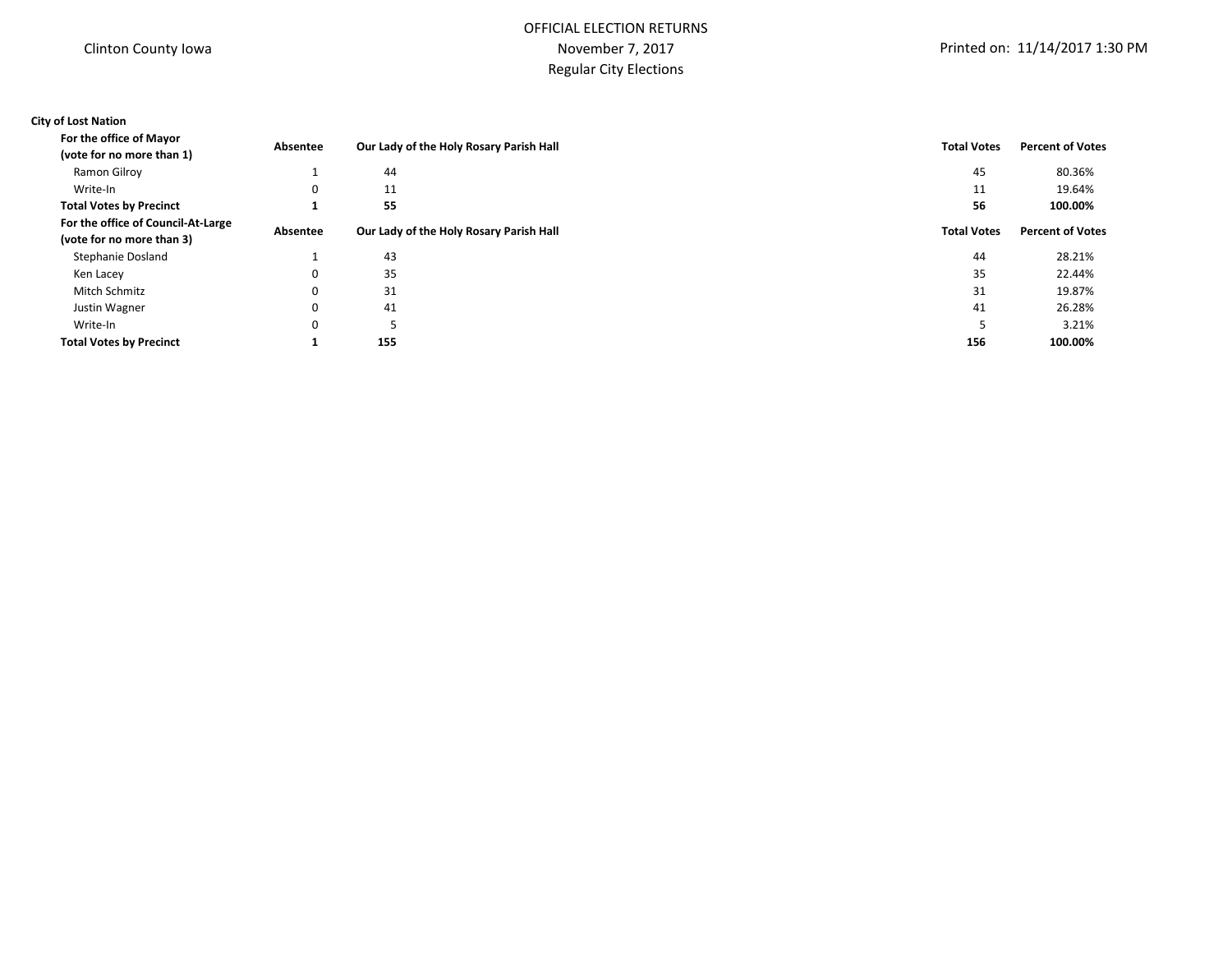Clinton County Iowa

# OFFICIAL ELECTION RETURNS
November 7, 2017
Regular City Elections

Printed on: 11/14/2017 1:30 PM

**City of Lost Nation**

| **For the office of Mayor (vote for no more than 1)** | **Absentee** | **Our Lady of the Holy Rosary Parish Hall** | **Total Votes** | **Percent of Votes** |
|---|---|---|---|---|
| Ramon Gilroy | 1 | 44 | 45 | 80.36% |
| Write-In | 0 | 11 | 11 | 19.64% |
| **Total Votes by Precinct** | **1** | **55** | **56** | **100.00%** |

| **For the office of Council-At-Large (vote for no more than 3)** | **Absentee** | **Our Lady of the Holy Rosary Parish Hall** | **Total Votes** | **Percent of Votes** |
|---|---|---|---|---|
| Stephanie Dosland | 1 | 43 | 44 | 28.21% |
| Ken Lacey | 0 | 35 | 35 | 22.44% |
| Mitch Schmitz | 0 | 31 | 31 | 19.87% |
| Justin Wagner | 0 | 41 | 41 | 26.28% |
| Write-In | 0 | 5 | 5 | 3.21% |
| **Total Votes by Precinct** | **1** | **155** | **156** | **100.00%** |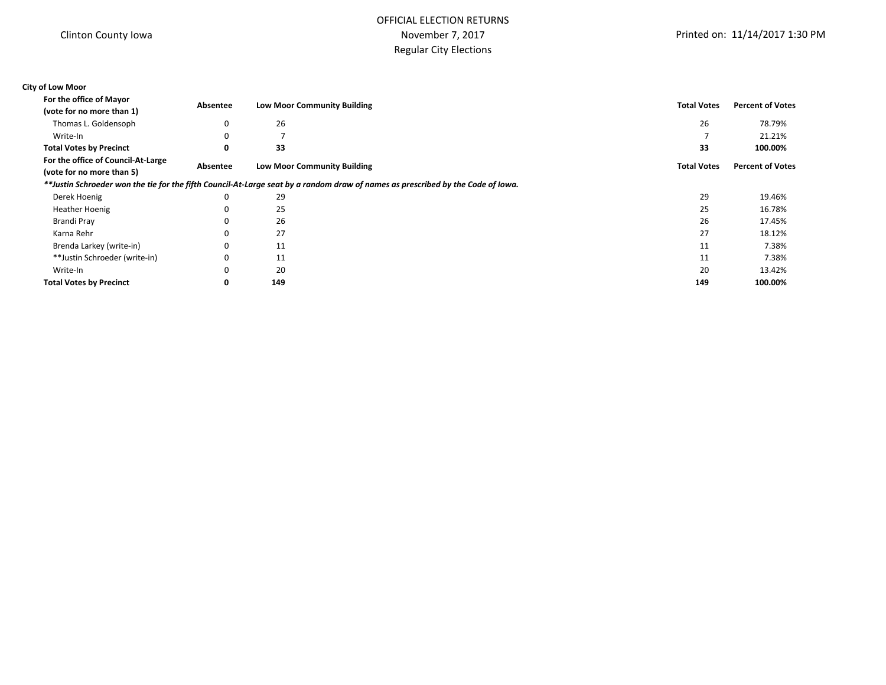Clinton County Iowa

OFFICIAL ELECTION RETURNS
November 7, 2017
Regular City Elections

Printed on: 11/14/2017 1:30 PM

**City of Low Moor**

| For the office of Mayor (vote for no more than 1) | Absentee | Low Moor Community Building | Total Votes | Percent of Votes |
|---|---|---|---|---|
| Thomas L. Goldensoph | 0 | 26 | 26 | 78.79% |
| Write-In | 0 | 7 | 7 | 21.21% |
| **Total Votes by Precinct** | **0** | **33** | **33** | **100.00%** |

| For the office of Council-At-Large (vote for no more than 5) | Absentee | Low Moor Community Building | Total Votes | Percent of Votes |
|---|---|---|---|---|
| ***Justin Schroeder won the tie for the fifth Council-At-Large seat by a random draw of names as prescribed by the Code of Iowa.* | | | | |
| Derek Hoenig | 0 | 29 | 29 | 19.46% |
| Heather Hoenig | 0 | 25 | 25 | 16.78% |
| Brandi Pray | 0 | 26 | 26 | 17.45% |
| Karna Rehr | 0 | 27 | 27 | 18.12% |
| Brenda Larkey (write-in) | 0 | 11 | 11 | 7.38% |
| **Justin Schroeder (write-in) | 0 | 11 | 11 | 7.38% |
| Write-In | 0 | 20 | 20 | 13.42% |
| **Total Votes by Precinct** | **0** | **149** | **149** | **100.00%** |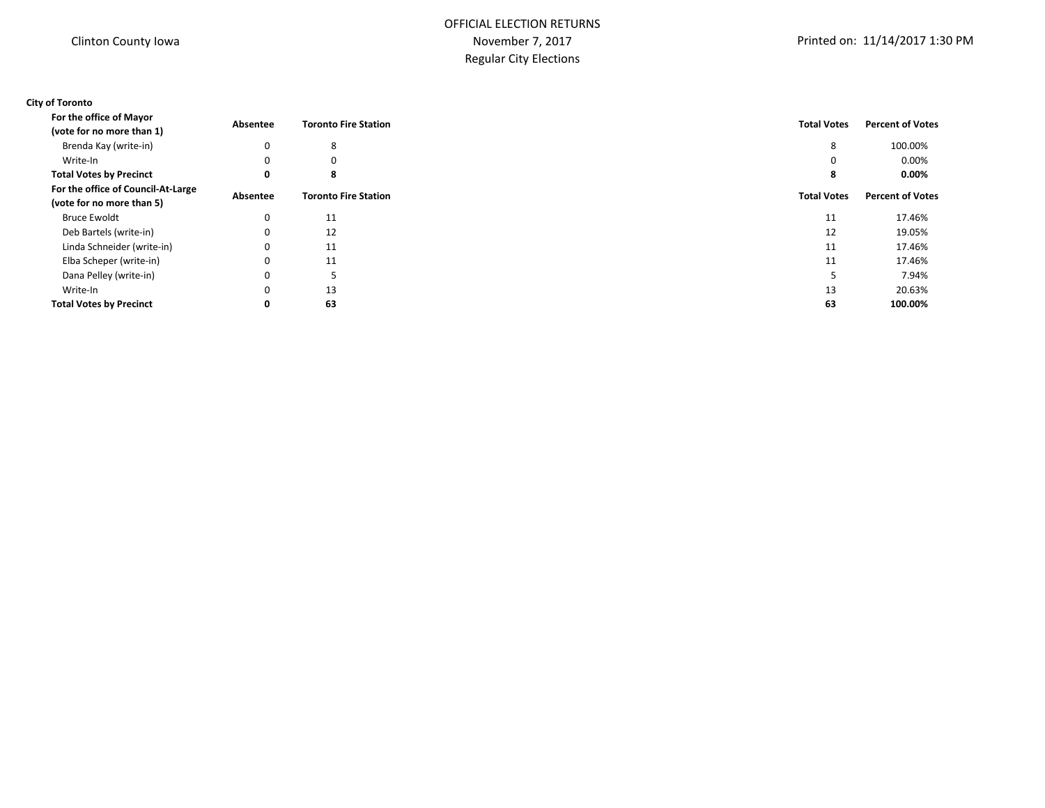Clinton County Iowa

# OFFICIAL ELECTION RETURNS
November 7, 2017
Regular City Elections

Printed on: 11/14/2017 1:30 PM

**City of Toronto**

| **For the office of Mayor (vote for no more than 1)** | **Absentee** | **Toronto Fire Station** | **Total Votes** | **Percent of Votes** |
|---|---|---|---|---|
| Brenda Kay (write-in) | 0 | 8 | 8 | 100.00% |
| Write-In | 0 | 0 | 0 | 0.00% |
| **Total Votes by Precinct** | **0** | **8** | **8** | **0.00%** |

| **For the office of Council-At-Large (vote for no more than 5)** | **Absentee** | **Toronto Fire Station** | **Total Votes** | **Percent of Votes** |
|---|---|---|---|---|
| Bruce Ewoldt | 0 | 11 | 11 | 17.46% |
| Deb Bartels (write-in) | 0 | 12 | 12 | 19.05% |
| Linda Schneider (write-in) | 0 | 11 | 11 | 17.46% |
| Elba Scheper (write-in) | 0 | 11 | 11 | 17.46% |
| Dana Pelley (write-in) | 0 | 5 | 5 | 7.94% |
| Write-In | 0 | 13 | 13 | 20.63% |
| **Total Votes by Precinct** | **0** | **63** | **63** | **100.00%** |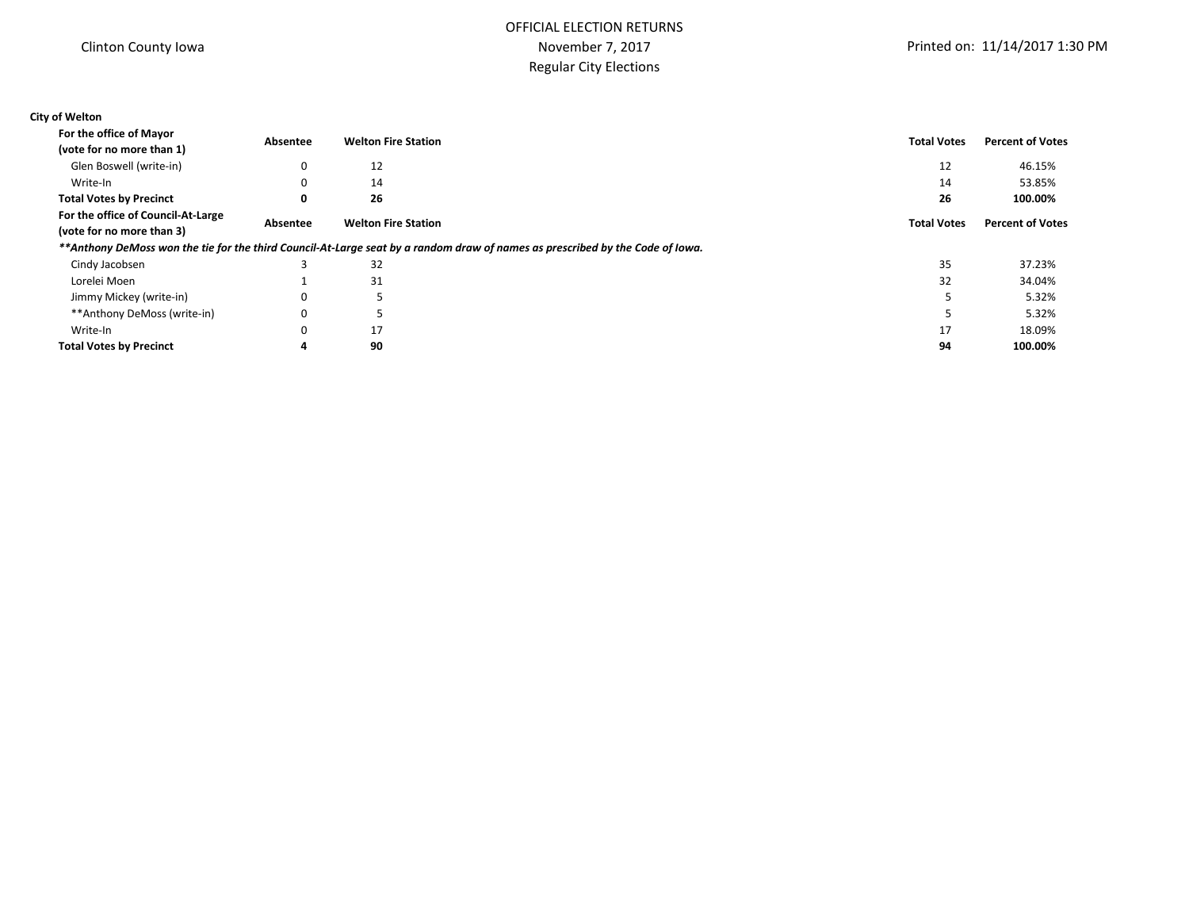Clinton County Iowa

OFFICIAL ELECTION RETURNS
November 7, 2017
Regular City Elections

Printed on: 11/14/2017 1:30 PM

**City of Welton**

| **For the office of Mayor (vote for no more than 1)** | **Absentee** | **Welton Fire Station** | **Total Votes** | **Percent of Votes** |
|---|---|---|---|---|
| Glen Boswell (write-in) | 0 | 12 | 12 | 46.15% |
| Write-In | 0 | 14 | 14 | 53.85% |
| **Total Votes by Precinct** | **0** | **26** | **26** | **100.00%** |

| **For the office of Council-At-Large (vote for no more than 3)** | **Absentee** | **Welton Fire Station** | **Total Votes** | **Percent of Votes** |
|---|---|---|---|---|
| Cindy Jacobsen | 3 | 32 | 35 | 37.23% |
| Lorelei Moen | 1 | 31 | 32 | 34.04% |
| Jimmy Mickey (write-in) | 0 | 5 | 5 | 5.32% |
| **Anthony DeMoss (write-in) | 0 | 5 | 5 | 5.32% |
| Write-In | 0 | 17 | 17 | 18.09% |
| **Total Votes by Precinct** | **4** | **90** | **94** | **100.00%** |

***\*\*Anthony DeMoss won the tie for the third Council-At-Large seat by a random draw of names as prescribed by the Code of Iowa.***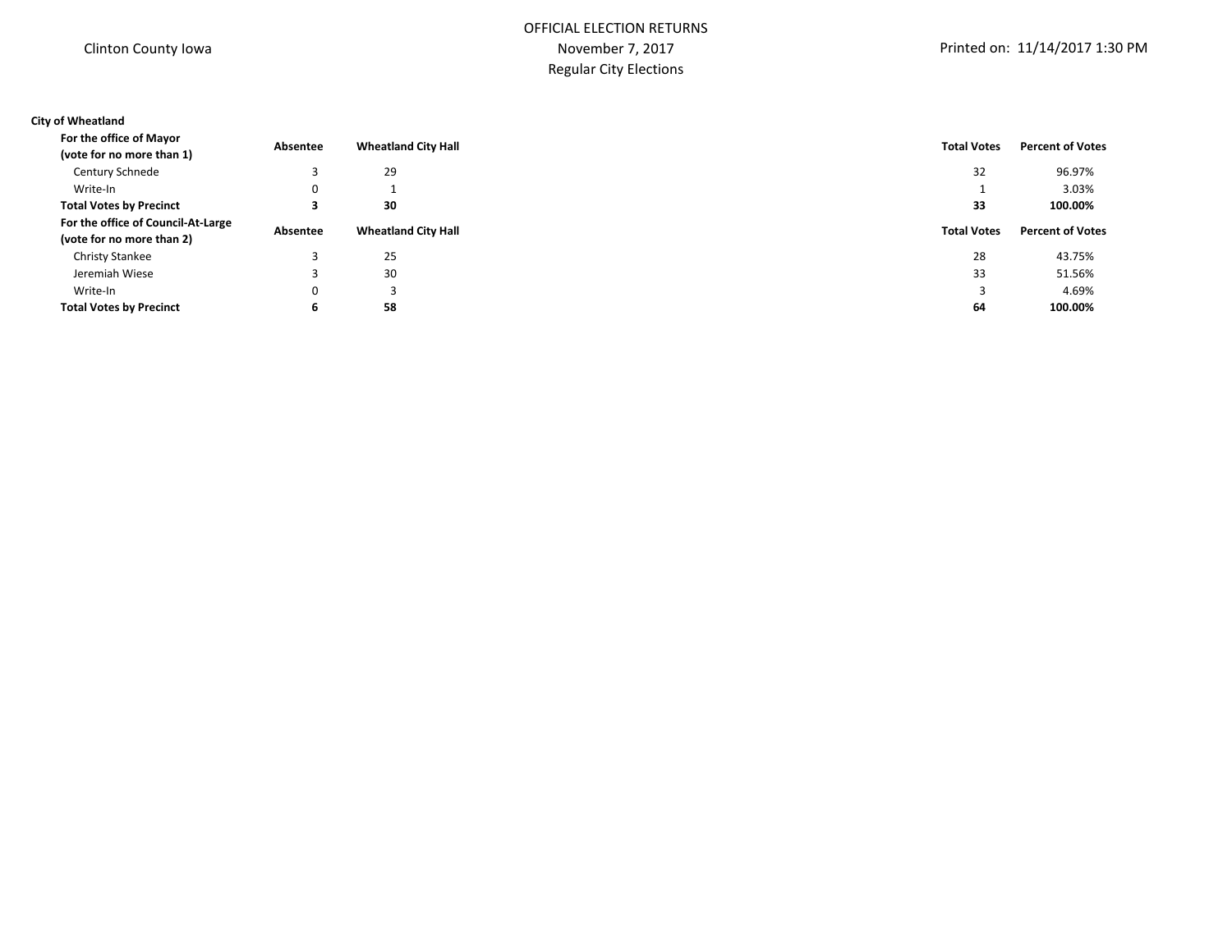Clinton County Iowa

OFFICIAL ELECTION RETURNS
November 7, 2017
Regular City Elections

Printed on: 11/14/2017 1:30 PM

**City of Wheatland**

| **For the office of Mayor (vote for no more than 1)** | **Absentee** | **Wheatland City Hall** | **Total Votes** | **Percent of Votes** |
|---|---|---|---|---|
| Century Schnede | 3 | 29 | 32 | 96.97% |
| Write-In | 0 | 1 | 1 | 3.03% |
| **Total Votes by Precinct** | **3** | **30** | **33** | **100.00%** |

| **For the office of Council-At-Large (vote for no more than 2)** | **Absentee** | **Wheatland City Hall** | **Total Votes** | **Percent of Votes** |
|---|---|---|---|---|
| Christy Stankee | 3 | 25 | 28 | 43.75% |
| Jeremiah Wiese | 3 | 30 | 33 | 51.56% |
| Write-In | 0 | 3 | 3 | 4.69% |
| **Total Votes by Precinct** | **6** | **58** | **64** | **100.00%** |